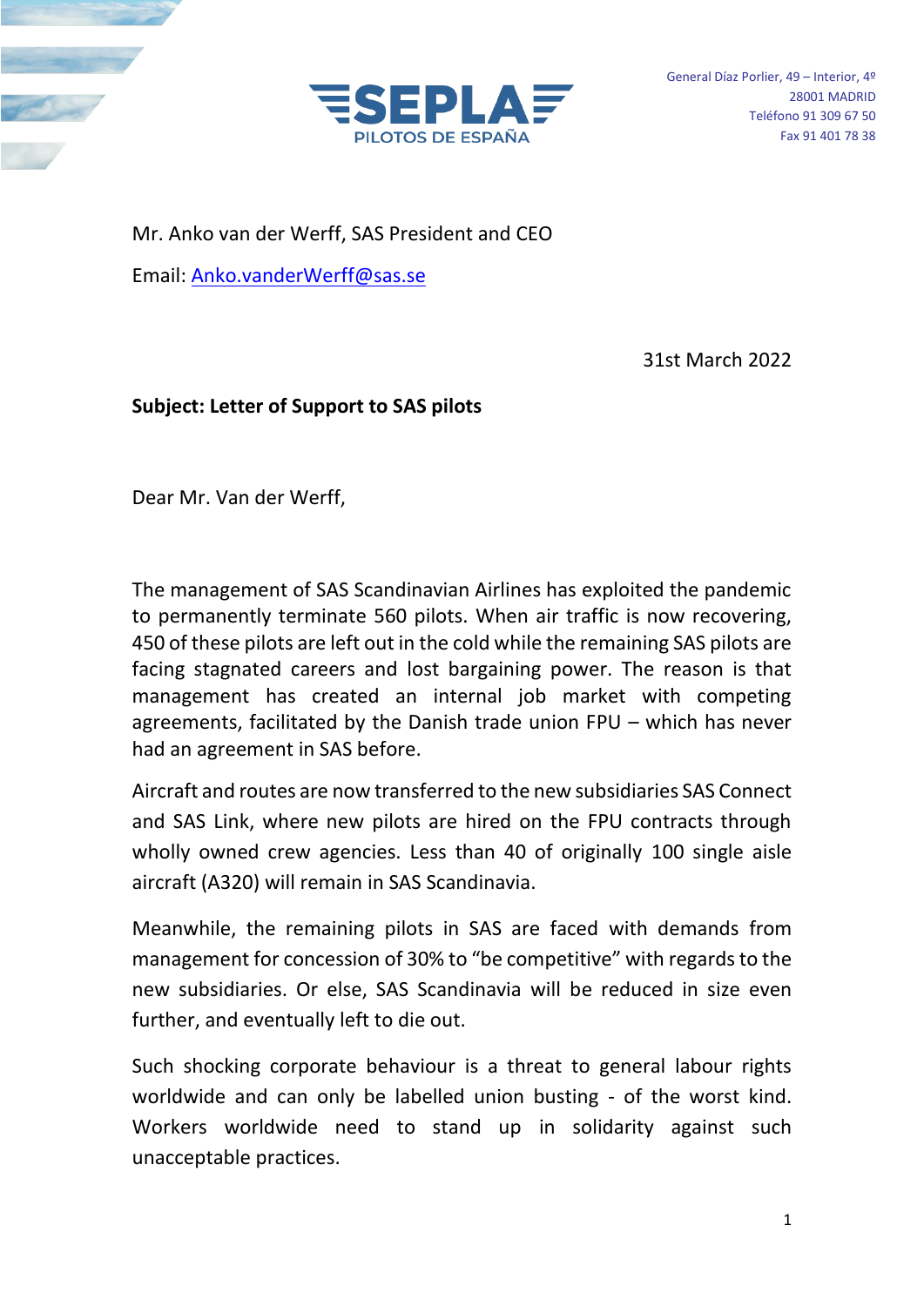**SEPLA**
PILOTOS DE ESPAÑA

General Díaz Porlier, 49 – Interior, 4º
28001 MADRID
Teléfono 91 309 67 50
Fax 91 401 78 38

Mr. Anko van der Werff, SAS President and CEO

Email: [Anko.vanderWerff@sas.se](mailto:Anko.vanderWerff@sas.se)

31st March 2022

**Subject: Letter of Support to SAS pilots**

Dear Mr. Van der Werff,

The management of SAS Scandinavian Airlines has exploited the pandemic to permanently terminate 560 pilots. When air traffic is now recovering, 450 of these pilots are left out in the cold while the remaining SAS pilots are facing stagnated careers and lost bargaining power. The reason is that management has created an internal job market with competing agreements, facilitated by the Danish trade union FPU – which has never had an agreement in SAS before.

Aircraft and routes are now transferred to the new subsidiaries SAS Connect and SAS Link, where new pilots are hired on the FPU contracts through wholly owned crew agencies. Less than 40 of originally 100 single aisle aircraft (A320) will remain in SAS Scandinavia.

Meanwhile, the remaining pilots in SAS are faced with demands from management for concession of 30% to "be competitive" with regards to the new subsidiaries. Or else, SAS Scandinavia will be reduced in size even further, and eventually left to die out.

Such shocking corporate behaviour is a threat to general labour rights worldwide and can only be labelled union busting - of the worst kind. Workers worldwide need to stand up in solidarity against such unacceptable practices.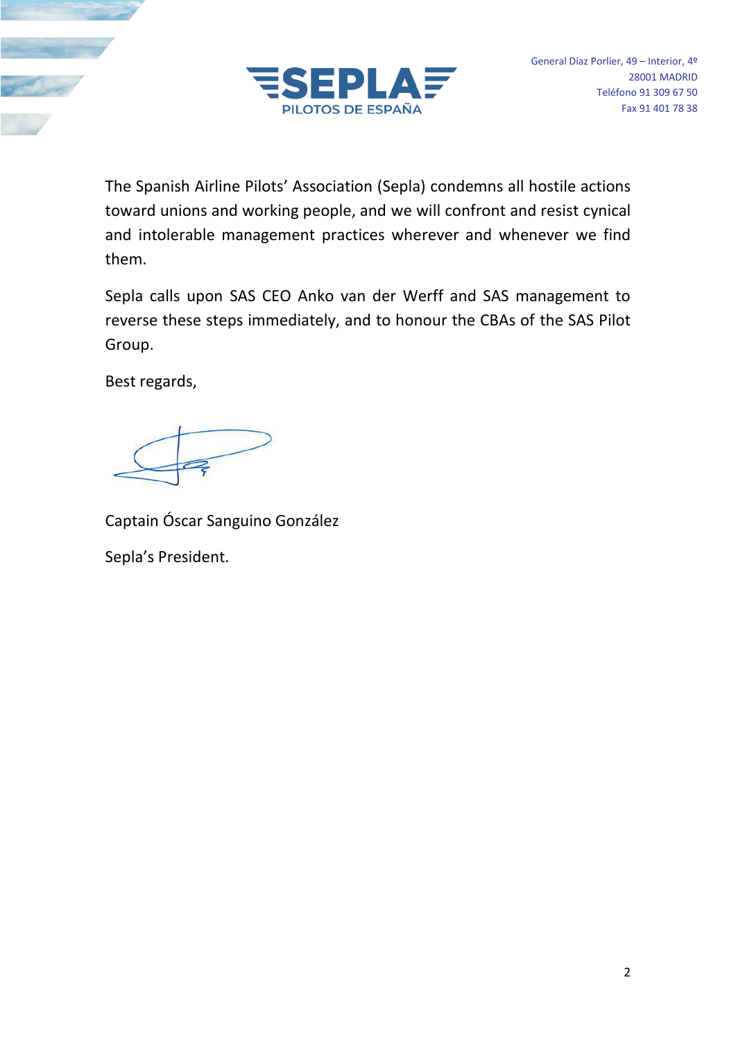The Spanish Airline Pilots' Association (Sepla) condemns all hostile actions toward unions and working people, and we will confront and resist cynical and intolerable management practices wherever and whenever we find them.

Sepla calls upon SAS CEO Anko van der Werff and SAS management to reverse these steps immediately, and to honour the CBAs of the SAS Pilot Group.

Best regards,

Captain Óscar Sanguino González

Sepla's President.